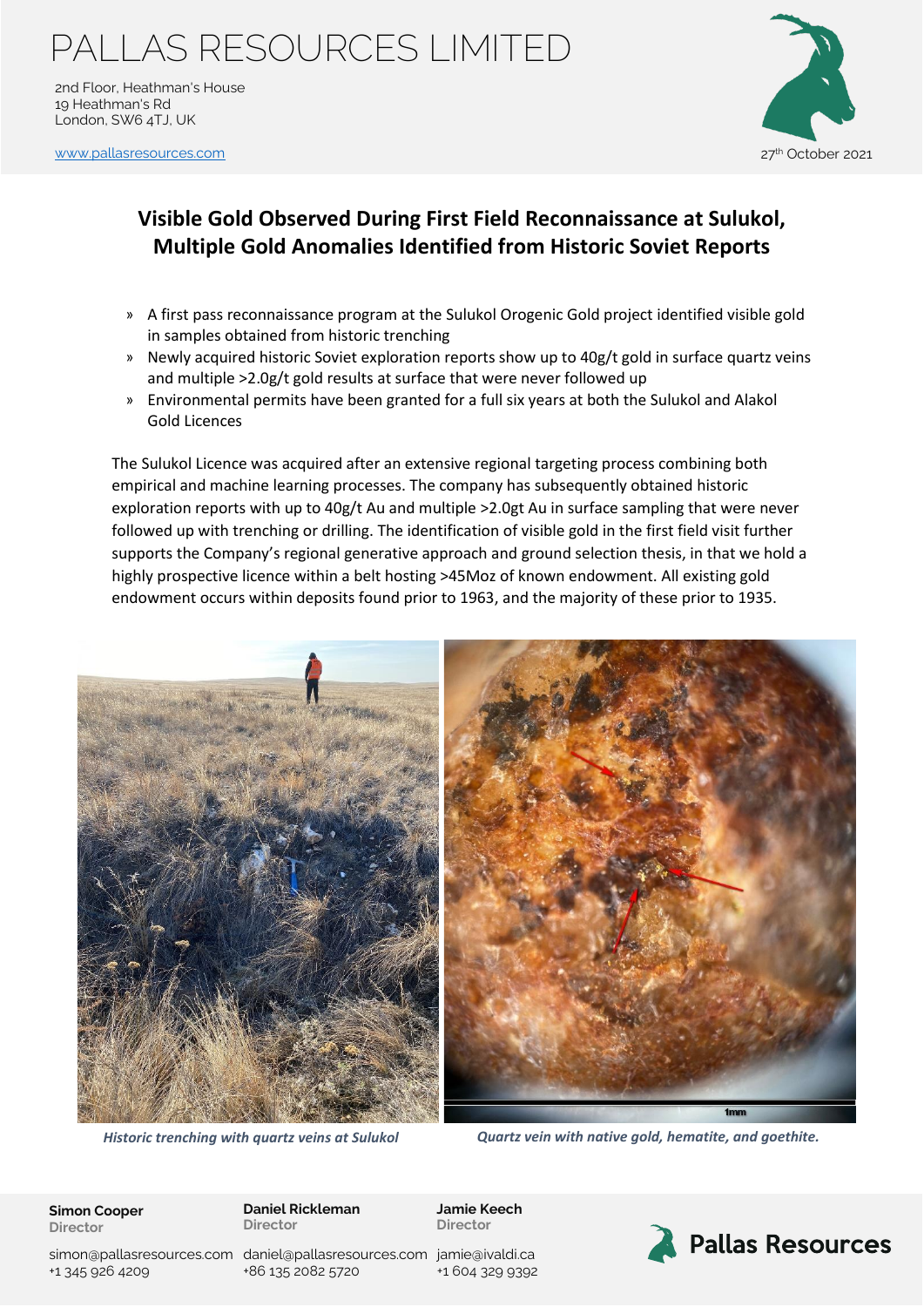# PALLAS RESOURCES LIMITED

2nd Floor, Heathman's House
19 Heathman's Rd
London, SW6 4TJ, UK

www.pallasresources.com

27th October 2021

## Visible Gold Observed During First Field Reconnaissance at Sulukol, Multiple Gold Anomalies Identified from Historic Soviet Reports

- A first pass reconnaissance program at the Sulukol Orogenic Gold project identified visible gold in samples obtained from historic trenching
- Newly acquired historic Soviet exploration reports show up to 40g/t gold in surface quartz veins and multiple >2.0g/t gold results at surface that were never followed up
- Environmental permits have been granted for a full six years at both the Sulukol and Alakol Gold Licences

The Sulukol Licence was acquired after an extensive regional targeting process combining both empirical and machine learning processes. The company has subsequently obtained historic exploration reports with up to 40g/t Au and multiple >2.0gt Au in surface sampling that were never followed up with trenching or drilling. The identification of visible gold in the first field visit further supports the Company's regional generative approach and ground selection thesis, in that we hold a highly prospective licence within a belt hosting >45Moz of known endowment. All existing gold endowment occurs within deposits found prior to 1963, and the majority of these prior to 1935.

*Historic trenching with quartz veins at Sulukol*

*Quartz vein with native gold, hematite, and goethite.*

**Simon Cooper**
Director
simon@pallasresources.com
+1 345 926 4209

**Daniel Rickleman**
Director
daniel@pallasresources.com
+86 135 2082 5720

**Jamie Keech**
Director
jamie@ivaldi.ca
+1 604 329 9392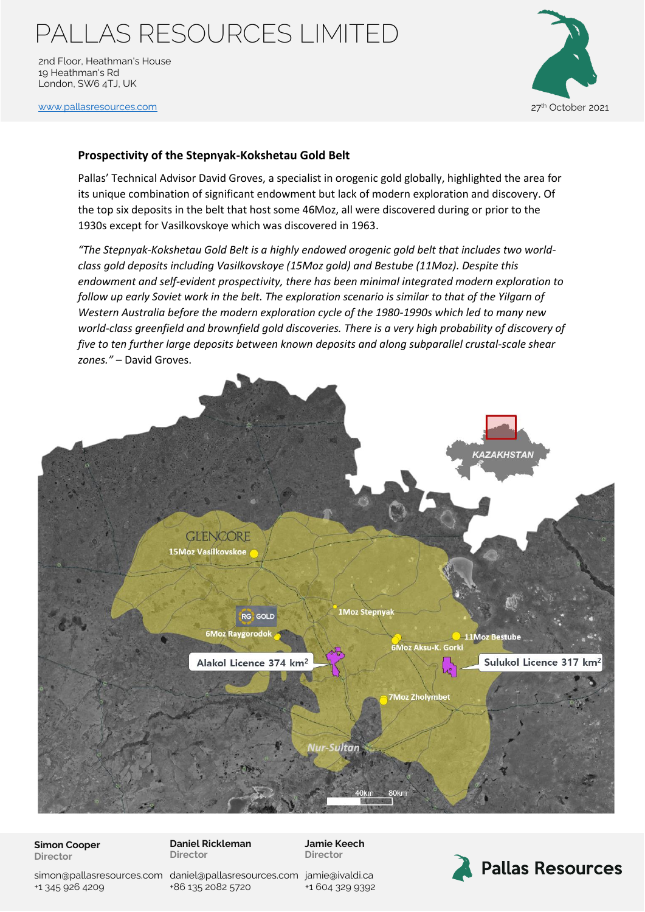## Prospectivity of the Stepnyak-Kokshetau Gold Belt

Pallas' Technical Advisor David Groves, a specialist in orogenic gold globally, highlighted the area for its unique combination of significant endowment but lack of modern exploration and discovery. Of the top six deposits in the belt that host some 46Moz, all were discovered during or prior to the 1930s except for Vasilkovskoye which was discovered in 1963.

*"The Stepnyak-Kokshetau Gold Belt is a highly endowed orogenic gold belt that includes two world-class gold deposits including Vasilkovskoye (15Moz gold) and Bestube (11Moz). Despite this endowment and self-evident prospectivity, there has been minimal integrated modern exploration to follow up early Soviet work in the belt. The exploration scenario is similar to that of the Yilgarn of Western Australia before the modern exploration cycle of the 1980-1990s which led to many new world-class greenfield and brownfield gold discoveries. There is a very high probability of discovery of five to ten further large deposits between known deposits and along subparallel crustal-scale shear zones."* – David Groves.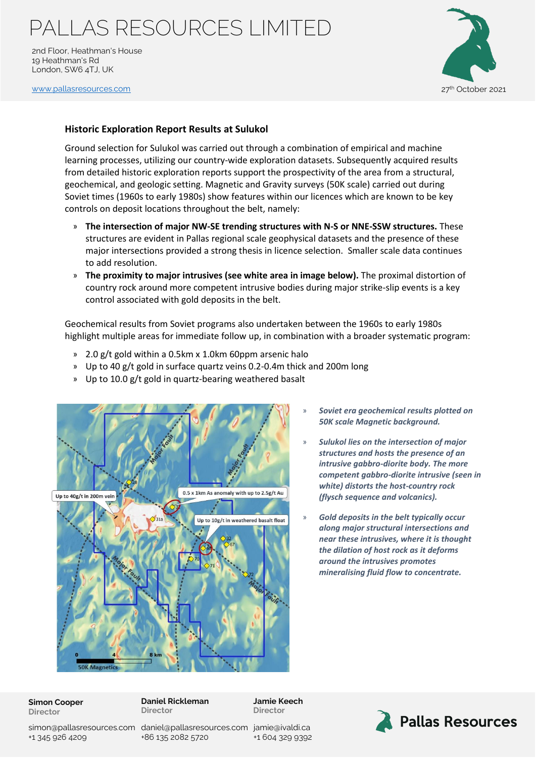### Historic Exploration Report Results at Sulukol

Ground selection for Sulukol was carried out through a combination of empirical and machine learning processes, utilizing our country-wide exploration datasets. Subsequently acquired results from detailed historic exploration reports support the prospectivity of the area from a structural, geochemical, and geologic setting. Magnetic and Gravity surveys (50K scale) carried out during Soviet times (1960s to early 1980s) show features within our licences which are known to be key controls on deposit locations throughout the belt, namely:

- **The intersection of major NW-SE trending structures with N-S or NNE-SSW structures.** These structures are evident in Pallas regional scale geophysical datasets and the presence of these major intersections provided a strong thesis in licence selection. Smaller scale data continues to add resolution.
- **The proximity to major intrusives (see white area in image below).** The proximal distortion of country rock around more competent intrusive bodies during major strike-slip events is a key control associated with gold deposits in the belt.

Geochemical results from Soviet programs also undertaken between the 1960s to early 1980s highlight multiple areas for immediate follow up, in combination with a broader systematic program:

- 2.0 g/t gold within a 0.5km x 1.0km 60ppm arsenic halo
- Up to 40 g/t gold in surface quartz veins 0.2-0.4m thick and 200m long
- Up to 10.0 g/t gold in quartz-bearing weathered basalt

Up to 40g/t in 200m vein
0.5 x 1km As anomaly with up to 2.5g/t Au
Up to 10g/t in weathered basalt float
Major Fault
0 4 8 km
50K Magnetics

- *Soviet era geochemical results plotted on 50K scale Magnetic background.*
- *Sulukol lies on the intersection of major structures and hosts the presence of an intrusive gabbro-diorite body. The more competent gabbro-diorite intrusive (seen in white) distorts the host-country rock (flysch sequence and volcanics).*
- *Gold deposits in the belt typically occur along major structural intersections and near these intrusives, where it is thought the dilation of host rock as it deforms around the intrusives promotes mineralising fluid flow to concentrate.*